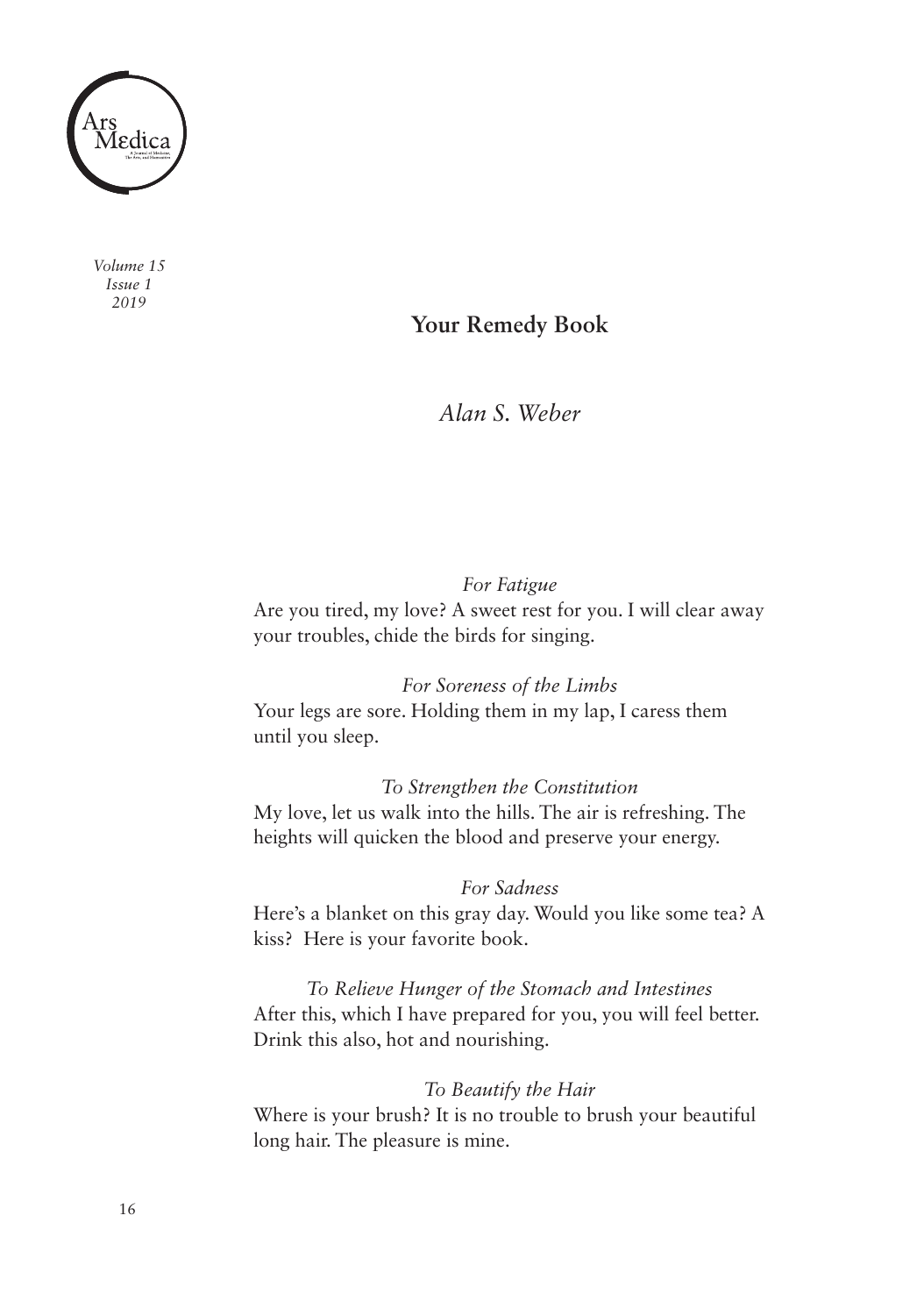# Your Remedy Book

*Alan S. Weber*

*For Fatigue*

Are you tired, my love? A sweet rest for you. I will clear away your troubles, chide the birds for singing.

*For Soreness of the Limbs*

Your legs are sore. Holding them in my lap, I caress them until you sleep.

*To Strengthen the Constitution*

My love, let us walk into the hills. The air is refreshing. The heights will quicken the blood and preserve your energy.

*For Sadness*

Here's a blanket on this gray day. Would you like some tea? A kiss? Here is your favorite book.

*To Relieve Hunger of the Stomach and Intestines*

After this, which I have prepared for you, you will feel better. Drink this also, hot and nourishing.

*To Beautify the Hair*

Where is your brush? It is no trouble to brush your beautiful long hair. The pleasure is mine.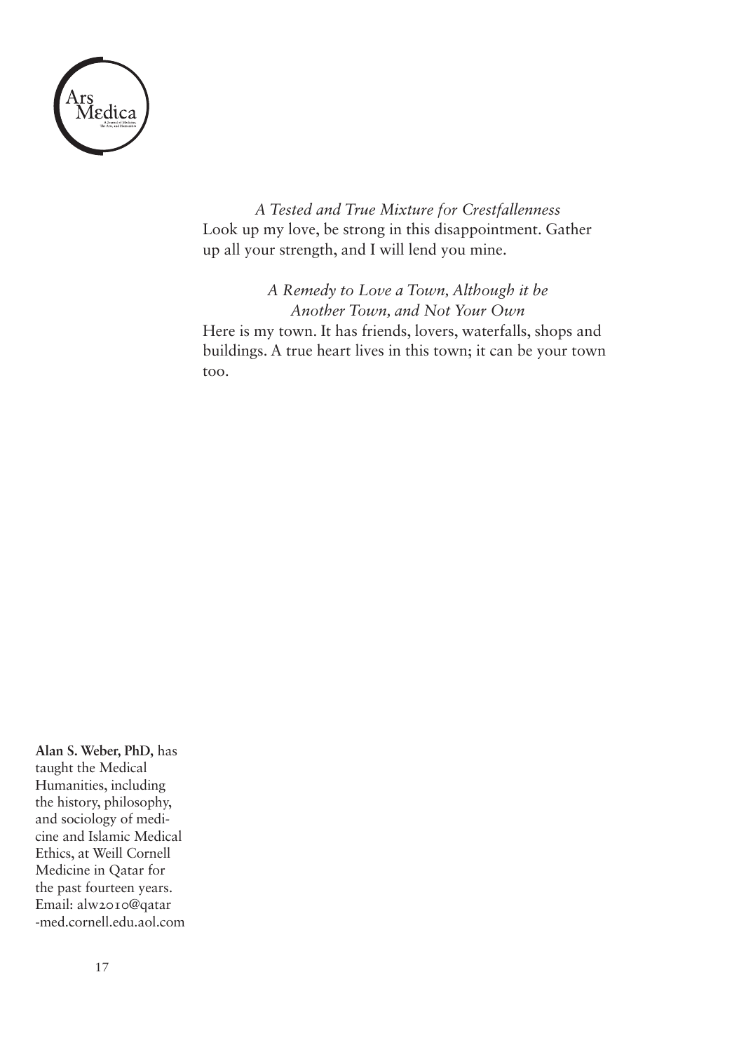*A Tested and True Mixture for Crestfallenness*

Look up my love, be strong in this disappointment. Gather up all your strength, and I will lend you mine.

*A Remedy to Love a Town, Although it be Another Town, and Not Your Own*

Here is my town. It has friends, lovers, waterfalls, shops and buildings. A true heart lives in this town; it can be your town too.

**Alan S. Weber, PhD,** has taught the Medical Humanities, including the history, philosophy, and sociology of medicine and Islamic Medical Ethics, at Weill Cornell Medicine in Qatar for the past fourteen years. Email: alw2010@qatar-med.cornell.edu.aol.com